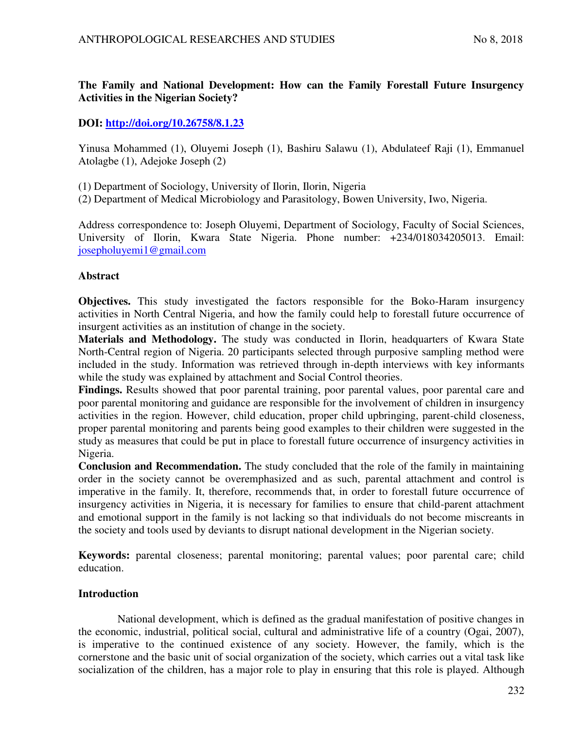# The Family and National Development: How can the Family Forestall Future Insurgency Activities in the Nigerian Society?

**DOI: [http://doi.org/10.26758/8.1.23](http://doi.org/10.26758/8.1.23)**

Yinusa Mohammed (1), Oluyemi Joseph (1), Bashiru Salawu (1), Abdulateef Raji (1), Emmanuel Atolagbe (1), Adejoke Joseph (2)

(1) Department of Sociology, University of Ilorin, Ilorin, Nigeria
(2) Department of Medical Microbiology and Parasitology, Bowen University, Iwo, Nigeria.

Address correspondence to: Joseph Oluyemi, Department of Sociology, Faculty of Social Sciences, University of Ilorin, Kwara State Nigeria. Phone number: +234/018034205013. Email: [josepholuyemi1@gmail.com](mailto:josepholuyemi1@gmail.com)

## Abstract

**Objectives.** This study investigated the factors responsible for the Boko-Haram insurgency activities in North Central Nigeria, and how the family could help to forestall future occurrence of insurgent activities as an institution of change in the society.

**Materials and Methodology.** The study was conducted in Ilorin, headquarters of Kwara State North-Central region of Nigeria. 20 participants selected through purposive sampling method were included in the study. Information was retrieved through in-depth interviews with key informants while the study was explained by attachment and Social Control theories.

**Findings.** Results showed that poor parental training, poor parental values, poor parental care and poor parental monitoring and guidance are responsible for the involvement of children in insurgency activities in the region. However, child education, proper child upbringing, parent-child closeness, proper parental monitoring and parents being good examples to their children were suggested in the study as measures that could be put in place to forestall future occurrence of insurgency activities in Nigeria.

**Conclusion and Recommendation.** The study concluded that the role of the family in maintaining order in the society cannot be overemphasized and as such, parental attachment and control is imperative in the family. It, therefore, recommends that, in order to forestall future occurrence of insurgency activities in Nigeria, it is necessary for families to ensure that child-parent attachment and emotional support in the family is not lacking so that individuals do not become miscreants in the society and tools used by deviants to disrupt national development in the Nigerian society.

**Keywords:** parental closeness; parental monitoring; parental values; poor parental care; child education.

## Introduction

National development, which is defined as the gradual manifestation of positive changes in the economic, industrial, political social, cultural and administrative life of a country (Ogai, 2007), is imperative to the continued existence of any society. However, the family, which is the cornerstone and the basic unit of social organization of the society, which carries out a vital task like socialization of the children, has a major role to play in ensuring that this role is played. Although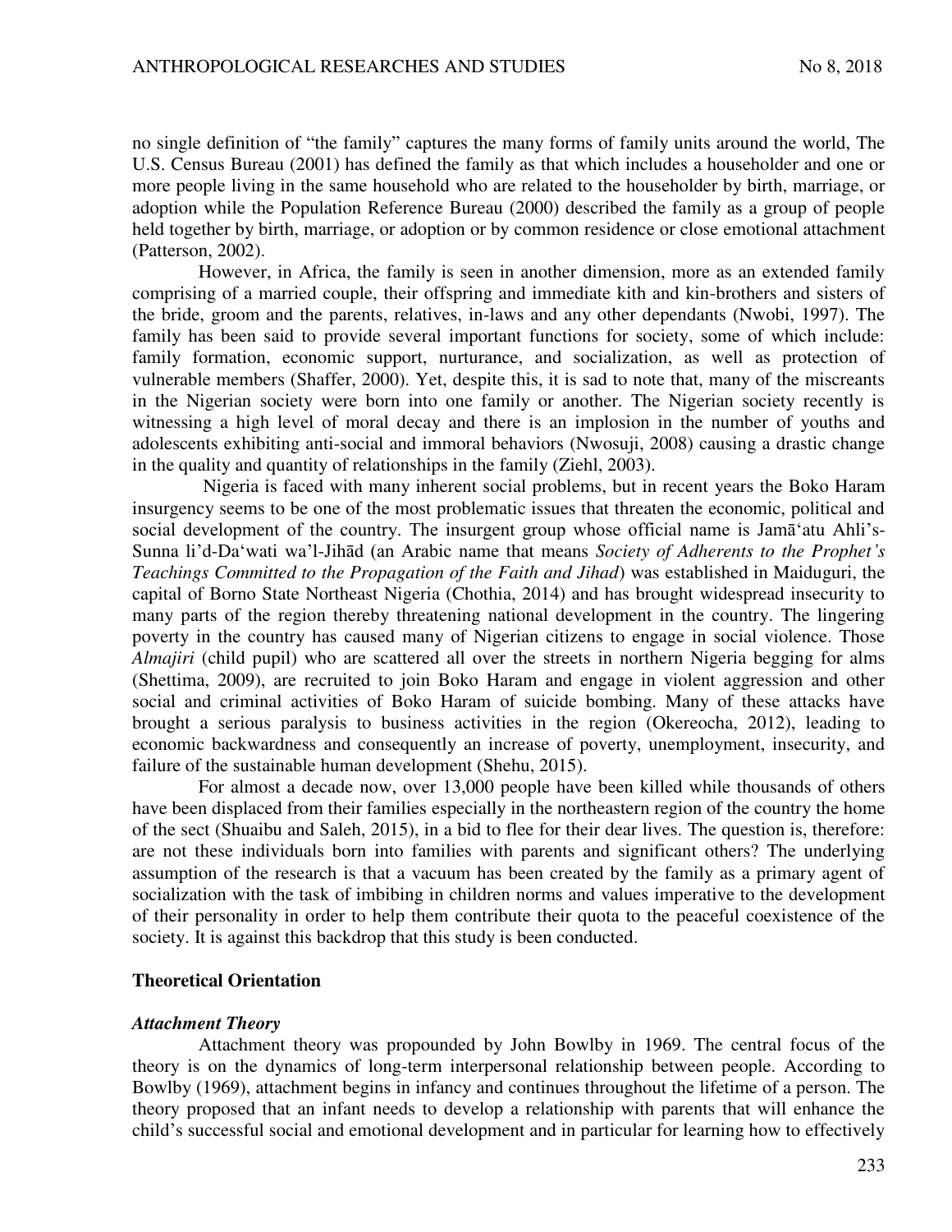no single definition of "the family" captures the many forms of family units around the world, The U.S. Census Bureau (2001) has defined the family as that which includes a householder and one or more people living in the same household who are related to the householder by birth, marriage, or adoption while the Population Reference Bureau (2000) described the family as a group of people held together by birth, marriage, or adoption or by common residence or close emotional attachment (Patterson, 2002).

However, in Africa, the family is seen in another dimension, more as an extended family comprising of a married couple, their offspring and immediate kith and kin-brothers and sisters of the bride, groom and the parents, relatives, in-laws and any other dependants (Nwobi, 1997). The family has been said to provide several important functions for society, some of which include: family formation, economic support, nurturance, and socialization, as well as protection of vulnerable members (Shaffer, 2000). Yet, despite this, it is sad to note that, many of the miscreants in the Nigerian society were born into one family or another. The Nigerian society recently is witnessing a high level of moral decay and there is an implosion in the number of youths and adolescents exhibiting anti-social and immoral behaviors (Nwosuji, 2008) causing a drastic change in the quality and quantity of relationships in the family (Ziehl, 2003).

Nigeria is faced with many inherent social problems, but in recent years the Boko Haram insurgency seems to be one of the most problematic issues that threaten the economic, political and social development of the country. The insurgent group whose official name is Jamā'atu Ahli's-Sunna li'd-Da'wati wa'l-Jihād (an Arabic name that means *Society of Adherents to the Prophet's Teachings Committed to the Propagation of the Faith and Jihad*) was established in Maiduguri, the capital of Borno State Northeast Nigeria (Chothia, 2014) and has brought widespread insecurity to many parts of the region thereby threatening national development in the country. The lingering poverty in the country has caused many of Nigerian citizens to engage in social violence. Those *Almajiri* (child pupil) who are scattered all over the streets in northern Nigeria begging for alms (Shettima, 2009), are recruited to join Boko Haram and engage in violent aggression and other social and criminal activities of Boko Haram of suicide bombing. Many of these attacks have brought a serious paralysis to business activities in the region (Okereocha, 2012), leading to economic backwardness and consequently an increase of poverty, unemployment, insecurity, and failure of the sustainable human development (Shehu, 2015).

For almost a decade now, over 13,000 people have been killed while thousands of others have been displaced from their families especially in the northeastern region of the country the home of the sect (Shuaibu and Saleh, 2015), in a bid to flee for their dear lives. The question is, therefore: are not these individuals born into families with parents and significant others? The underlying assumption of the research is that a vacuum has been created by the family as a primary agent of socialization with the task of imbibing in children norms and values imperative to the development of their personality in order to help them contribute their quota to the peaceful coexistence of the society. It is against this backdrop that this study is been conducted.

## Theoretical Orientation

### *Attachment Theory*

Attachment theory was propounded by John Bowlby in 1969. The central focus of the theory is on the dynamics of long-term interpersonal relationship between people. According to Bowlby (1969), attachment begins in infancy and continues throughout the lifetime of a person. The theory proposed that an infant needs to develop a relationship with parents that will enhance the child's successful social and emotional development and in particular for learning how to effectively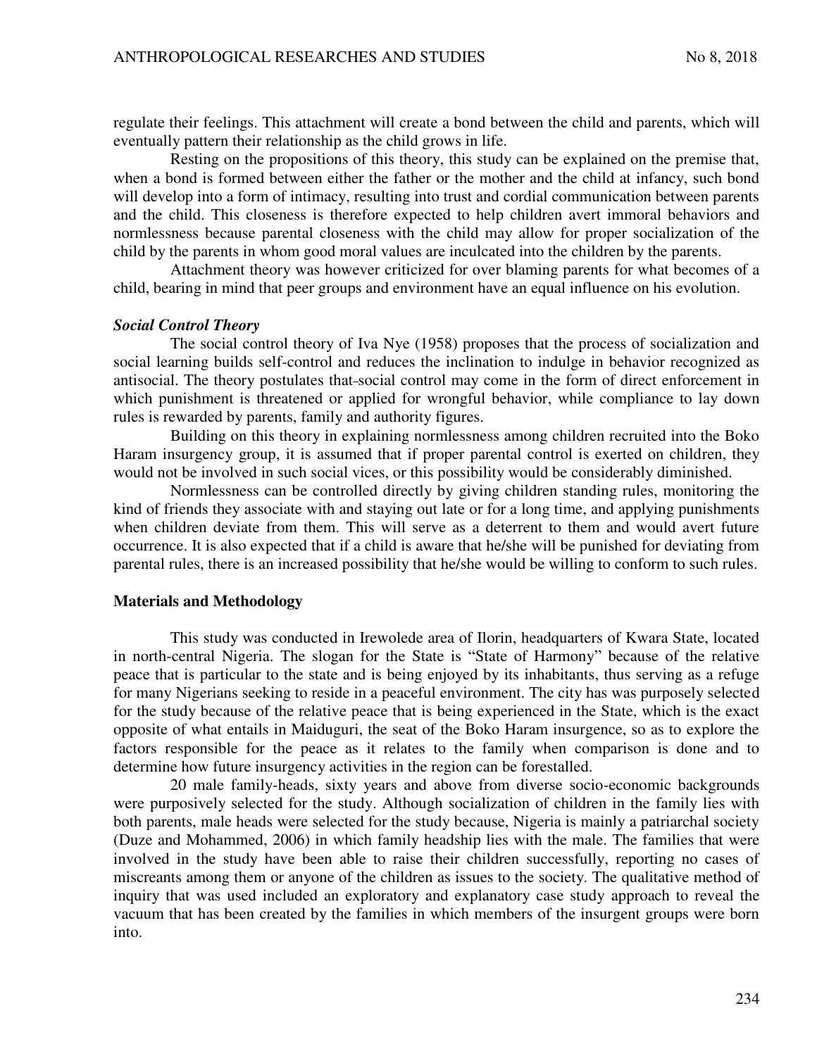regulate their feelings. This attachment will create a bond between the child and parents, which will eventually pattern their relationship as the child grows in life.

Resting on the propositions of this theory, this study can be explained on the premise that, when a bond is formed between either the father or the mother and the child at infancy, such bond will develop into a form of intimacy, resulting into trust and cordial communication between parents and the child. This closeness is therefore expected to help children avert immoral behaviors and normlessness because parental closeness with the child may allow for proper socialization of the child by the parents in whom good moral values are inculcated into the children by the parents.

Attachment theory was however criticized for over blaming parents for what becomes of a child, bearing in mind that peer groups and environment have an equal influence on his evolution.

### *Social Control Theory*

The social control theory of Iva Nye (1958) proposes that the process of socialization and social learning builds self-control and reduces the inclination to indulge in behavior recognized as antisocial. The theory postulates that social control may come in the form of direct enforcement in which punishment is threatened or applied for wrongful behavior, while compliance to lay down rules is rewarded by parents, family and authority figures.

Building on this theory in explaining normlessness among children recruited into the Boko Haram insurgency group, it is assumed that if proper parental control is exerted on children, they would not be involved in such social vices, or this possibility would be considerably diminished.

Normlessness can be controlled directly by giving children standing rules, monitoring the kind of friends they associate with and staying out late or for a long time, and applying punishments when children deviate from them. This will serve as a deterrent to them and would avert future occurrence. It is also expected that if a child is aware that he/she will be punished for deviating from parental rules, there is an increased possibility that he/she would be willing to conform to such rules.

## Materials and Methodology

This study was conducted in Irewolede area of Ilorin, headquarters of Kwara State, located in north-central Nigeria. The slogan for the State is "State of Harmony" because of the relative peace that is particular to the state and is being enjoyed by its inhabitants, thus serving as a refuge for many Nigerians seeking to reside in a peaceful environment. The city has was purposely selected for the study because of the relative peace that is being experienced in the State, which is the exact opposite of what entails in Maiduguri, the seat of the Boko Haram insurgence, so as to explore the factors responsible for the peace as it relates to the family when comparison is done and to determine how future insurgency activities in the region can be forestalled.

20 male family-heads, sixty years and above from diverse socio-economic backgrounds were purposively selected for the study. Although socialization of children in the family lies with both parents, male heads were selected for the study because, Nigeria is mainly a patriarchal society (Duze and Mohammed, 2006) in which family headship lies with the male. The families that were involved in the study have been able to raise their children successfully, reporting no cases of miscreants among them or anyone of the children as issues to the society. The qualitative method of inquiry that was used included an exploratory and explanatory case study approach to reveal the vacuum that has been created by the families in which members of the insurgent groups were born into.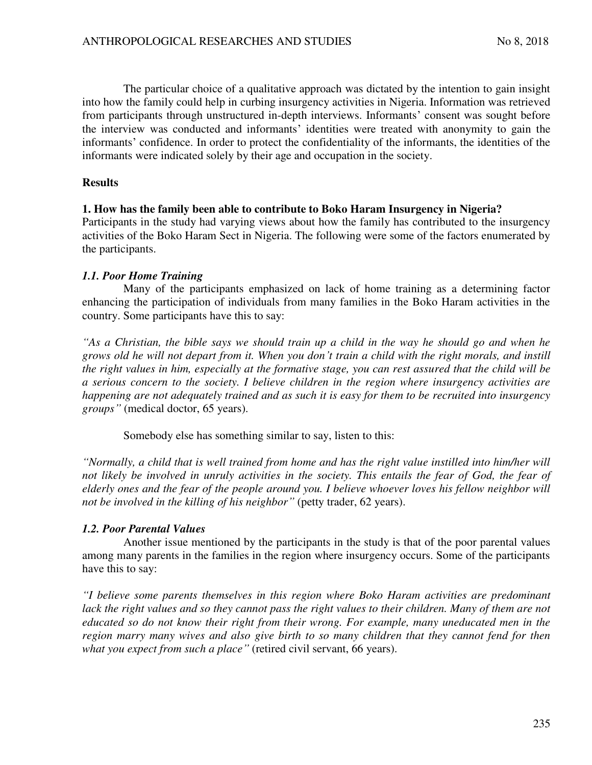The particular choice of a qualitative approach was dictated by the intention to gain insight into how the family could help in curbing insurgency activities in Nigeria. Information was retrieved from participants through unstructured in-depth interviews. Informants' consent was sought before the interview was conducted and informants' identities were treated with anonymity to gain the informants' confidence. In order to protect the confidentiality of the informants, the identities of the informants were indicated solely by their age and occupation in the society.

## Results

### 1. How has the family been able to contribute to Boko Haram Insurgency in Nigeria?

Participants in the study had varying views about how the family has contributed to the insurgency activities of the Boko Haram Sect in Nigeria. The following were some of the factors enumerated by the participants.

#### *1.1. Poor Home Training*

Many of the participants emphasized on lack of home training as a determining factor enhancing the participation of individuals from many families in the Boko Haram activities in the country. Some participants have this to say:

*"As a Christian, the bible says we should train up a child in the way he should go and when he grows old he will not depart from it. When you don't train a child with the right morals, and instill the right values in him, especially at the formative stage, you can rest assured that the child will be a serious concern to the society. I believe children in the region where insurgency activities are happening are not adequately trained and as such it is easy for them to be recruited into insurgency groups"* (medical doctor, 65 years).

Somebody else has something similar to say, listen to this:

*"Normally, a child that is well trained from home and has the right value instilled into him/her will not likely be involved in unruly activities in the society. This entails the fear of God, the fear of elderly ones and the fear of the people around you. I believe whoever loves his fellow neighbor will not be involved in the killing of his neighbor"* (petty trader, 62 years).

#### *1.2. Poor Parental Values*

Another issue mentioned by the participants in the study is that of the poor parental values among many parents in the families in the region where insurgency occurs. Some of the participants have this to say:

*"I believe some parents themselves in this region where Boko Haram activities are predominant lack the right values and so they cannot pass the right values to their children. Many of them are not educated so do not know their right from their wrong. For example, many uneducated men in the region marry many wives and also give birth to so many children that they cannot fend for then what you expect from such a place"* (retired civil servant, 66 years).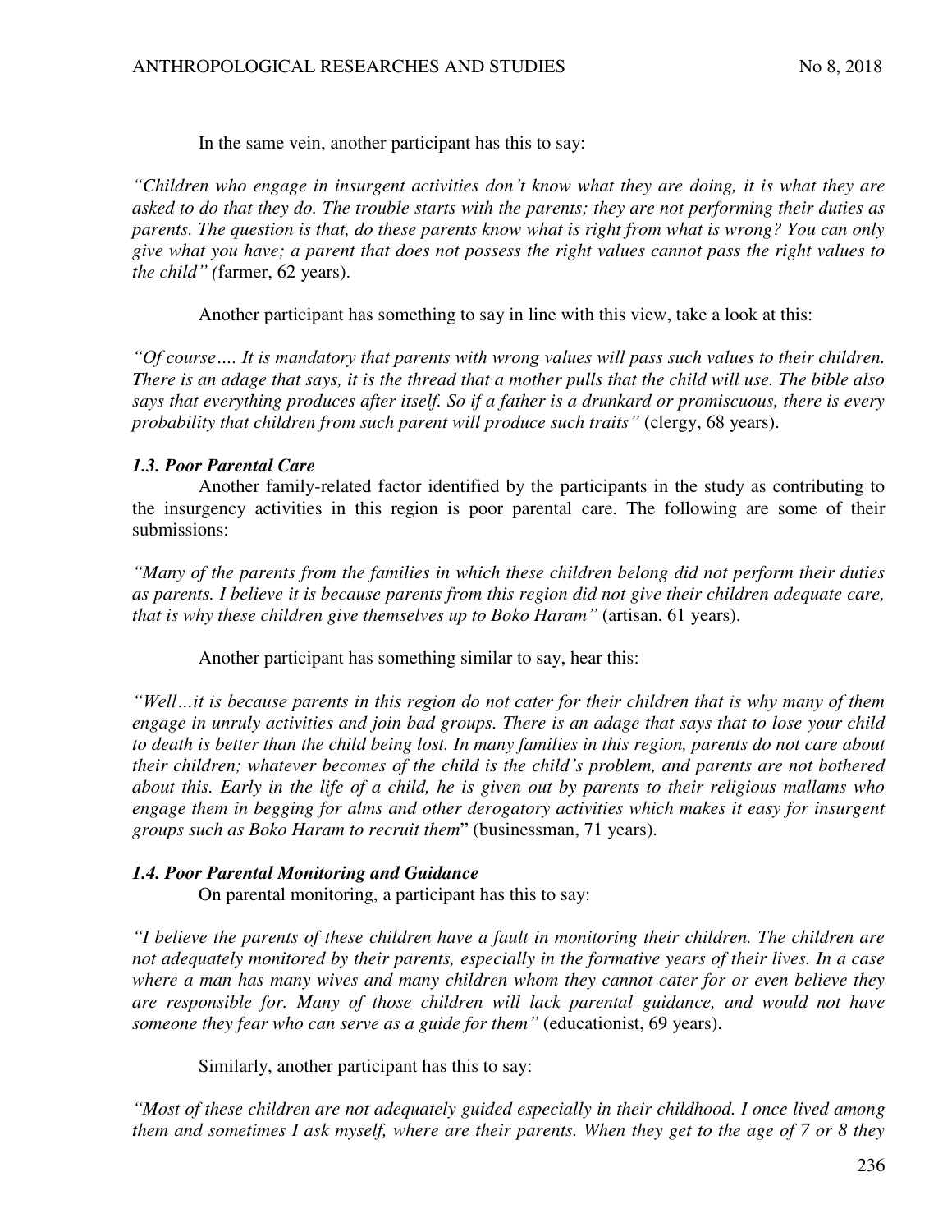In the same vein, another participant has this to say:

*"Children who engage in insurgent activities don't know what they are doing, it is what they are asked to do that they do. The trouble starts with the parents; they are not performing their duties as parents. The question is that, do these parents know what is right from what is wrong? You can only give what you have; a parent that does not possess the right values cannot pass the right values to the child" (*farmer, 62 years).

Another participant has something to say in line with this view, take a look at this:

*"Of course…. It is mandatory that parents with wrong values will pass such values to their children. There is an adage that says, it is the thread that a mother pulls that the child will use. The bible also says that everything produces after itself. So if a father is a drunkard or promiscuous, there is every probability that children from such parent will produce such traits"* (clergy, 68 years).

### *1.3. Poor Parental Care*

Another family-related factor identified by the participants in the study as contributing to the insurgency activities in this region is poor parental care. The following are some of their submissions:

*"Many of the parents from the families in which these children belong did not perform their duties as parents. I believe it is because parents from this region did not give their children adequate care, that is why these children give themselves up to Boko Haram"* (artisan, 61 years).

Another participant has something similar to say, hear this:

*"Well…it is because parents in this region do not cater for their children that is why many of them engage in unruly activities and join bad groups. There is an adage that says that to lose your child to death is better than the child being lost. In many families in this region, parents do not care about their children; whatever becomes of the child is the child's problem, and parents are not bothered about this. Early in the life of a child, he is given out by parents to their religious mallams who engage them in begging for alms and other derogatory activities which makes it easy for insurgent groups such as Boko Haram to recruit them*" (businessman, 71 years).

### *1.4. Poor Parental Monitoring and Guidance*

On parental monitoring, a participant has this to say:

*"I believe the parents of these children have a fault in monitoring their children. The children are not adequately monitored by their parents, especially in the formative years of their lives. In a case where a man has many wives and many children whom they cannot cater for or even believe they are responsible for. Many of those children will lack parental guidance, and would not have someone they fear who can serve as a guide for them"* (educationist, 69 years).

Similarly, another participant has this to say:

*"Most of these children are not adequately guided especially in their childhood. I once lived among them and sometimes I ask myself, where are their parents. When they get to the age of 7 or 8 they*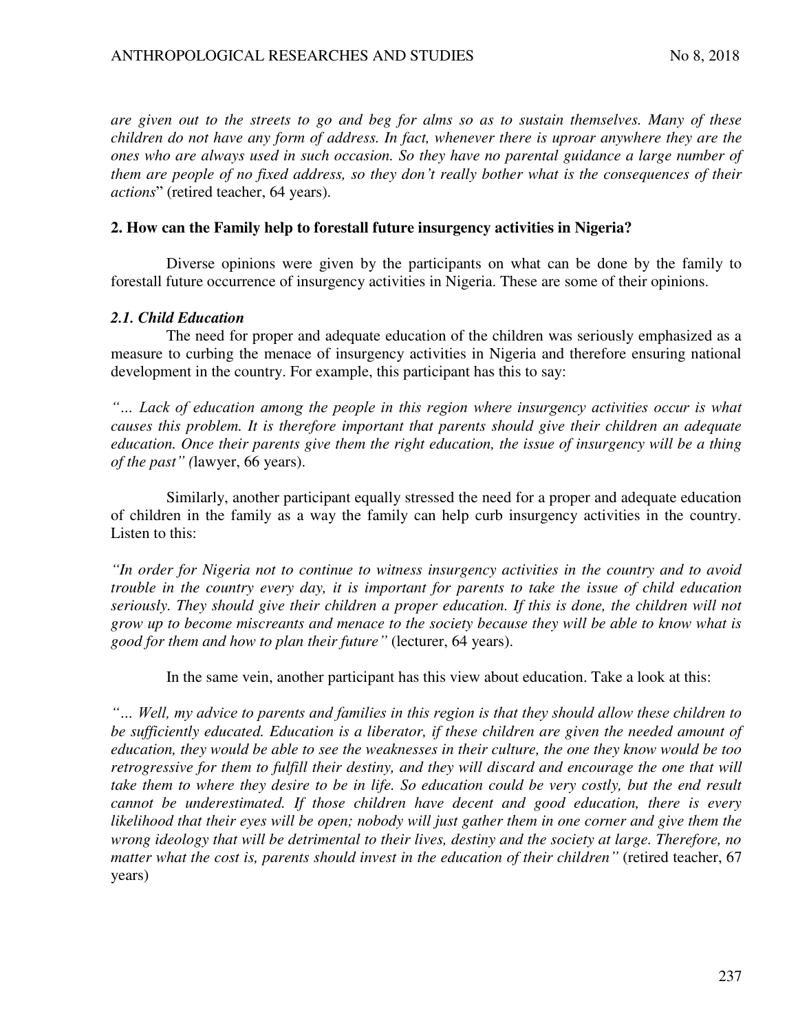*are given out to the streets to go and beg for alms so as to sustain themselves. Many of these children do not have any form of address. In fact, whenever there is uproar anywhere they are the ones who are always used in such occasion. So they have no parental guidance a large number of them are people of no fixed address, so they don't really bother what is the consequences of their actions*" (retired teacher, 64 years).

## 2. How can the Family help to forestall future insurgency activities in Nigeria?

Diverse opinions were given by the participants on what can be done by the family to forestall future occurrence of insurgency activities in Nigeria. These are some of their opinions.

### *2.1. Child Education*

The need for proper and adequate education of the children was seriously emphasized as a measure to curbing the menace of insurgency activities in Nigeria and therefore ensuring national development in the country. For example, this participant has this to say:

*"… Lack of education among the people in this region where insurgency activities occur is what causes this problem. It is therefore important that parents should give their children an adequate education. Once their parents give them the right education, the issue of insurgency will be a thing of the past" (*lawyer, 66 years).

Similarly, another participant equally stressed the need for a proper and adequate education of children in the family as a way the family can help curb insurgency activities in the country. Listen to this:

*"In order for Nigeria not to continue to witness insurgency activities in the country and to avoid trouble in the country every day, it is important for parents to take the issue of child education seriously. They should give their children a proper education. If this is done, the children will not grow up to become miscreants and menace to the society because they will be able to know what is good for them and how to plan their future"* (lecturer, 64 years).

In the same vein, another participant has this view about education. Take a look at this:

*"… Well, my advice to parents and families in this region is that they should allow these children to be sufficiently educated. Education is a liberator, if these children are given the needed amount of education, they would be able to see the weaknesses in their culture, the one they know would be too retrogressive for them to fulfill their destiny, and they will discard and encourage the one that will take them to where they desire to be in life. So education could be very costly, but the end result cannot be underestimated. If those children have decent and good education, there is every likelihood that their eyes will be open; nobody will just gather them in one corner and give them the wrong ideology that will be detrimental to their lives, destiny and the society at large. Therefore, no matter what the cost is, parents should invest in the education of their children"* (retired teacher, 67 years)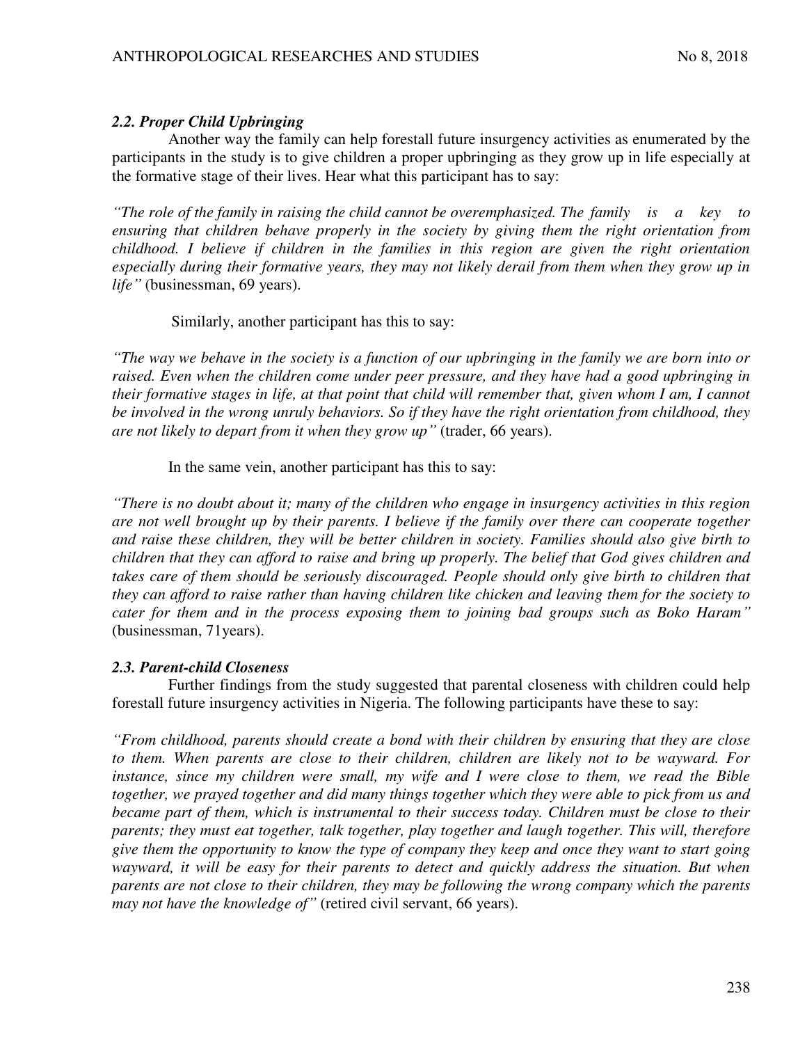### *2.2. Proper Child Upbringing*

Another way the family can help forestall future insurgency activities as enumerated by the participants in the study is to give children a proper upbringing as they grow up in life especially at the formative stage of their lives. Hear what this participant has to say:

*"The role of the family in raising the child cannot be overemphasized. The family is a key to ensuring that children behave properly in the society by giving them the right orientation from childhood. I believe if children in the families in this region are given the right orientation especially during their formative years, they may not likely derail from them when they grow up in life"* (businessman, 69 years).

Similarly, another participant has this to say:

*"The way we behave in the society is a function of our upbringing in the family we are born into or raised. Even when the children come under peer pressure, and they have had a good upbringing in their formative stages in life, at that point that child will remember that, given whom I am, I cannot be involved in the wrong unruly behaviors. So if they have the right orientation from childhood, they are not likely to depart from it when they grow up"* (trader, 66 years).

In the same vein, another participant has this to say:

*"There is no doubt about it; many of the children who engage in insurgency activities in this region are not well brought up by their parents. I believe if the family over there can cooperate together and raise these children, they will be better children in society. Families should also give birth to children that they can afford to raise and bring up properly. The belief that God gives children and takes care of them should be seriously discouraged. People should only give birth to children that they can afford to raise rather than having children like chicken and leaving them for the society to cater for them and in the process exposing them to joining bad groups such as Boko Haram"* (businessman, 71years).

### *2.3. Parent-child Closeness*

Further findings from the study suggested that parental closeness with children could help forestall future insurgency activities in Nigeria. The following participants have these to say:

*"From childhood, parents should create a bond with their children by ensuring that they are close to them. When parents are close to their children, children are likely not to be wayward. For instance, since my children were small, my wife and I were close to them, we read the Bible together, we prayed together and did many things together which they were able to pick from us and became part of them, which is instrumental to their success today. Children must be close to their parents; they must eat together, talk together, play together and laugh together. This will, therefore give them the opportunity to know the type of company they keep and once they want to start going wayward, it will be easy for their parents to detect and quickly address the situation. But when parents are not close to their children, they may be following the wrong company which the parents may not have the knowledge of"* (retired civil servant, 66 years).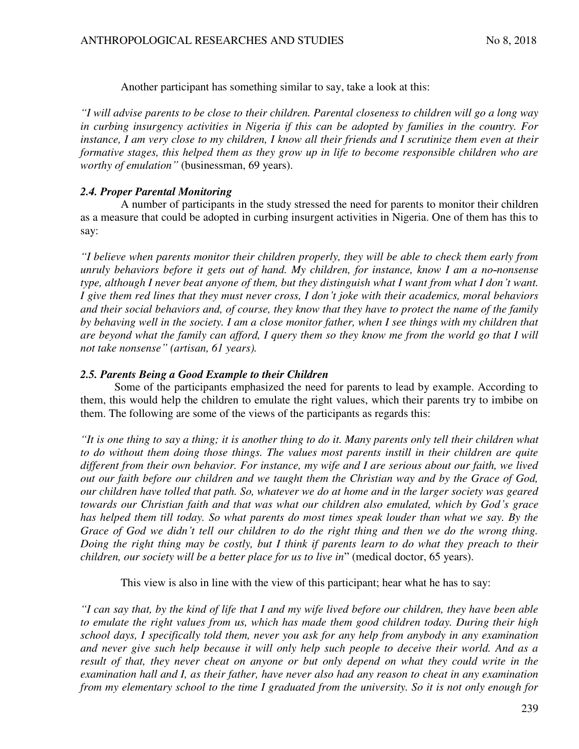Another participant has something similar to say, take a look at this:

*"I will advise parents to be close to their children. Parental closeness to children will go a long way in curbing insurgency activities in Nigeria if this can be adopted by families in the country. For instance, I am very close to my children, I know all their friends and I scrutinize them even at their formative stages, this helped them as they grow up in life to become responsible children who are worthy of emulation"* (businessman, 69 years).

### *2.4. Proper Parental Monitoring*

A number of participants in the study stressed the need for parents to monitor their children as a measure that could be adopted in curbing insurgent activities in Nigeria. One of them has this to say:

*"I believe when parents monitor their children properly, they will be able to check them early from unruly behaviors before it gets out of hand. My children, for instance, know I am a no-nonsense type, although I never beat anyone of them, but they distinguish what I want from what I don't want. I give them red lines that they must never cross, I don't joke with their academics, moral behaviors and their social behaviors and, of course, they know that they have to protect the name of the family by behaving well in the society. I am a close monitor father, when I see things with my children that are beyond what the family can afford, I query them so they know me from the world go that I will not take nonsense" (artisan, 61 years).*

### *2.5. Parents Being a Good Example to their Children*

Some of the participants emphasized the need for parents to lead by example. According to them, this would help the children to emulate the right values, which their parents try to imbibe on them. The following are some of the views of the participants as regards this:

*"It is one thing to say a thing; it is another thing to do it. Many parents only tell their children what to do without them doing those things. The values most parents instill in their children are quite different from their own behavior. For instance, my wife and I are serious about our faith, we lived out our faith before our children and we taught them the Christian way and by the Grace of God, our children have tolled that path. So, whatever we do at home and in the larger society was geared towards our Christian faith and that was what our children also emulated, which by God's grace has helped them till today. So what parents do most times speak louder than what we say. By the Grace of God we didn't tell our children to do the right thing and then we do the wrong thing. Doing the right thing may be costly, but I think if parents learn to do what they preach to their children, our society will be a better place for us to live in*" (medical doctor, 65 years).

This view is also in line with the view of this participant; hear what he has to say:

*"I can say that, by the kind of life that I and my wife lived before our children, they have been able to emulate the right values from us, which has made them good children today. During their high school days, I specifically told them, never you ask for any help from anybody in any examination and never give such help because it will only help such people to deceive their world. And as a result of that, they never cheat on anyone or but only depend on what they could write in the examination hall and I, as their father, have never also had any reason to cheat in any examination from my elementary school to the time I graduated from the university. So it is not only enough for*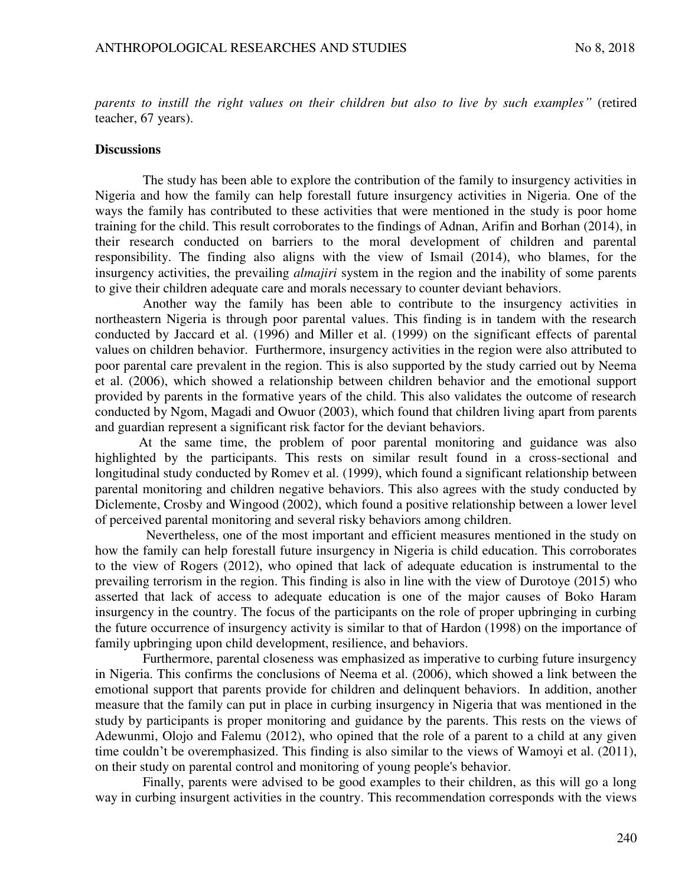*parents to instill the right values on their children but also to live by such examples"* (retired teacher, 67 years).

**Discussions**

The study has been able to explore the contribution of the family to insurgency activities in Nigeria and how the family can help forestall future insurgency activities in Nigeria. One of the ways the family has contributed to these activities that were mentioned in the study is poor home training for the child. This result corroborates to the findings of Adnan, Arifin and Borhan (2014), in their research conducted on barriers to the moral development of children and parental responsibility. The finding also aligns with the view of Ismail (2014), who blames, for the insurgency activities, the prevailing *almajiri* system in the region and the inability of some parents to give their children adequate care and morals necessary to counter deviant behaviors.

Another way the family has been able to contribute to the insurgency activities in northeastern Nigeria is through poor parental values. This finding is in tandem with the research conducted by Jaccard et al. (1996) and Miller et al. (1999) on the significant effects of parental values on children behavior. Furthermore, insurgency activities in the region were also attributed to poor parental care prevalent in the region. This is also supported by the study carried out by Neema et al. (2006), which showed a relationship between children behavior and the emotional support provided by parents in the formative years of the child. This also validates the outcome of research conducted by Ngom, Magadi and Owuor (2003), which found that children living apart from parents and guardian represent a significant risk factor for the deviant behaviors.

At the same time, the problem of poor parental monitoring and guidance was also highlighted by the participants. This rests on similar result found in a cross-sectional and longitudinal study conducted by Romev et al. (1999), which found a significant relationship between parental monitoring and children negative behaviors. This also agrees with the study conducted by Diclemente, Crosby and Wingood (2002), which found a positive relationship between a lower level of perceived parental monitoring and several risky behaviors among children.

Nevertheless, one of the most important and efficient measures mentioned in the study on how the family can help forestall future insurgency in Nigeria is child education. This corroborates to the view of Rogers (2012), who opined that lack of adequate education is instrumental to the prevailing terrorism in the region. This finding is also in line with the view of Durotoye (2015) who asserted that lack of access to adequate education is one of the major causes of Boko Haram insurgency in the country. The focus of the participants on the role of proper upbringing in curbing the future occurrence of insurgency activity is similar to that of Hardon (1998) on the importance of family upbringing upon child development, resilience, and behaviors.

Furthermore, parental closeness was emphasized as imperative to curbing future insurgency in Nigeria. This confirms the conclusions of Neema et al. (2006), which showed a link between the emotional support that parents provide for children and delinquent behaviors. In addition, another measure that the family can put in place in curbing insurgency in Nigeria that was mentioned in the study by participants is proper monitoring and guidance by the parents. This rests on the views of Adewunmi, Olojo and Falemu (2012), who opined that the role of a parent to a child at any given time couldn't be overemphasized. This finding is also similar to the views of Wamoyi et al. (2011), on their study on parental control and monitoring of young people's behavior.

Finally, parents were advised to be good examples to their children, as this will go a long way in curbing insurgent activities in the country. This recommendation corresponds with the views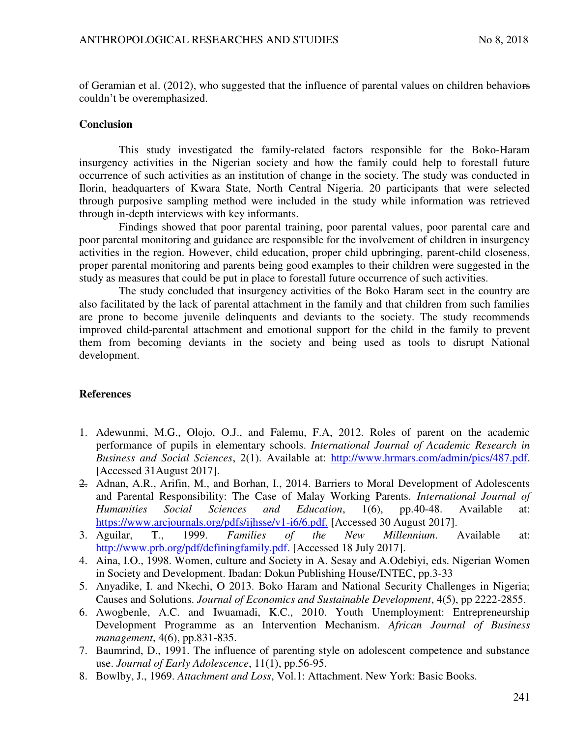of Geramian et al. (2012), who suggested that the influence of parental values on children behaviors couldn't be overemphasized.

## Conclusion

This study investigated the family-related factors responsible for the Boko-Haram insurgency activities in the Nigerian society and how the family could help to forestall future occurrence of such activities as an institution of change in the society. The study was conducted in Ilorin, headquarters of Kwara State, North Central Nigeria. 20 participants that were selected through purposive sampling method were included in the study while information was retrieved through in-depth interviews with key informants.

Findings showed that poor parental training, poor parental values, poor parental care and poor parental monitoring and guidance are responsible for the involvement of children in insurgency activities in the region. However, child education, proper child upbringing, parent-child closeness, proper parental monitoring and parents being good examples to their children were suggested in the study as measures that could be put in place to forestall future occurrence of such activities.

The study concluded that insurgency activities of the Boko Haram sect in the country are also facilitated by the lack of parental attachment in the family and that children from such families are prone to become juvenile delinquents and deviants to the society. The study recommends improved child-parental attachment and emotional support for the child in the family to prevent them from becoming deviants in the society and being used as tools to disrupt National development.

## References

1. Adewunmi, M.G., Olojo, O.J., and Falemu, F.A, 2012. Roles of parent on the academic performance of pupils in elementary schools. *International Journal of Academic Research in Business and Social Sciences*, 2(1). Available at: http://www.hrmars.com/admin/pics/487.pdf. [Accessed 31August 2017].
2. Adnan, A.R., Arifin, M., and Borhan, I., 2014. Barriers to Moral Development of Adolescents and Parental Responsibility: The Case of Malay Working Parents. *International Journal of Humanities Social Sciences and Education*, 1(6), pp.40-48. Available at: https://www.arcjournals.org/pdfs/ijhsse/v1-i6/6.pdf. [Accessed 30 August 2017].
3. Aguilar, T., 1999. *Families of the New Millennium*. Available at: http://www.prb.org/pdf/definingfamily.pdf. [Accessed 18 July 2017].
4. Aina, I.O., 1998. Women, culture and Society in A. Sesay and A.Odebiyi, eds. Nigerian Women in Society and Development. Ibadan: Dokun Publishing House/INTEC, pp.3-33
5. Anyadike, I. and Nkechi, O 2013. Boko Haram and National Security Challenges in Nigeria; Causes and Solutions. *Journal of Economics and Sustainable Development*, 4(5), pp 2222-2855.
6. Awogbenle, A.C. and Iwuamadi, K.C., 2010. Youth Unemployment: Entrepreneurship Development Programme as an Intervention Mechanism. *African Journal of Business management*, 4(6), pp.831-835.
7. Baumrind, D., 1991. The influence of parenting style on adolescent competence and substance use. *Journal of Early Adolescence*, 11(1), pp.56-95.
8. Bowlby, J., 1969. *Attachment and Loss*, Vol.1: Attachment. New York: Basic Books.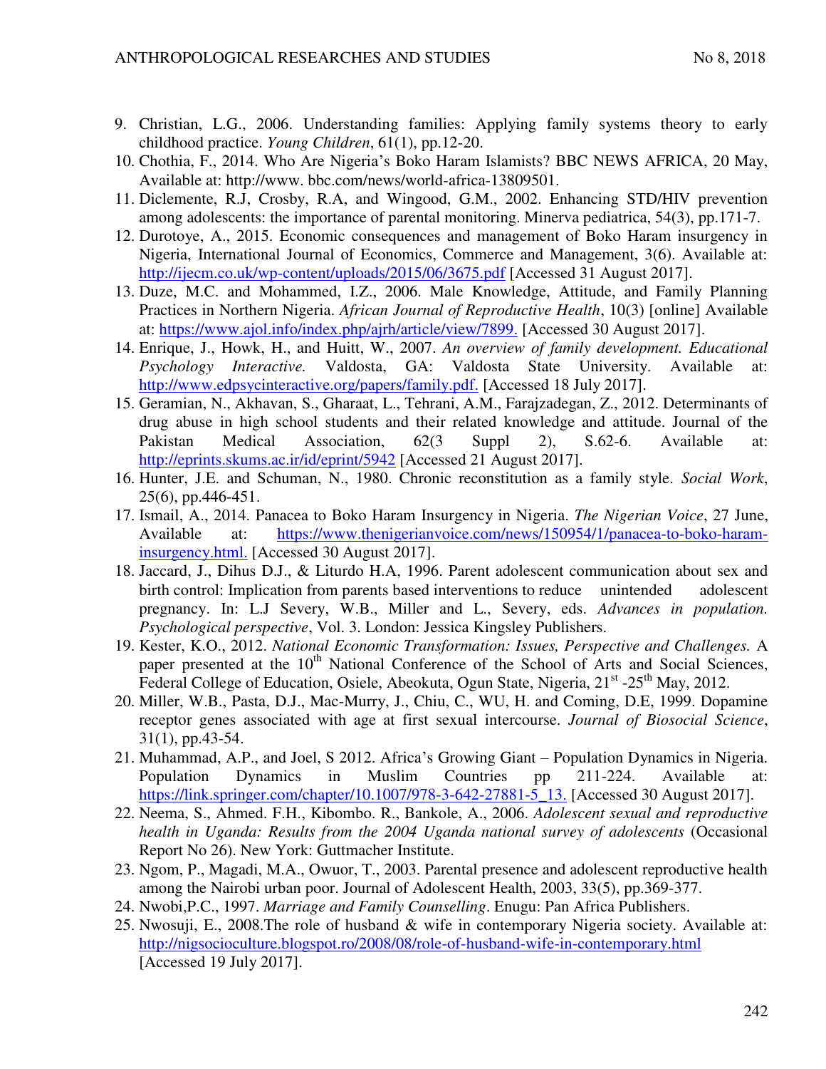9. Christian, L.G., 2006. Understanding families: Applying family systems theory to early childhood practice. *Young Children*, 61(1), pp.12-20.
10. Chothia, F., 2014. Who Are Nigeria's Boko Haram Islamists? BBC NEWS AFRICA, 20 May, Available at: http://www. bbc.com/news/world-africa-13809501.
11. Diclemente, R.J, Crosby, R.A, and Wingood, G.M., 2002. Enhancing STD/HIV prevention among adolescents: the importance of parental monitoring. Minerva pediatrica, 54(3), pp.171-7.
12. Durotoye, A., 2015. Economic consequences and management of Boko Haram insurgency in Nigeria, International Journal of Economics, Commerce and Management, 3(6). Available at: http://ijecm.co.uk/wp-content/uploads/2015/06/3675.pdf [Accessed 31 August 2017].
13. Duze, M.C. and Mohammed, I.Z., 2006. Male Knowledge, Attitude, and Family Planning Practices in Northern Nigeria. *African Journal of Reproductive Health*, 10(3) [online] Available at: https://www.ajol.info/index.php/ajrh/article/view/7899. [Accessed 30 August 2017].
14. Enrique, J., Howk, H., and Huitt, W., 2007. *An overview of family development. Educational Psychology Interactive.* Valdosta, GA: Valdosta State University. Available at: http://www.edpsycinteractive.org/papers/family.pdf. [Accessed 18 July 2017].
15. Geramian, N., Akhavan, S., Gharaat, L., Tehrani, A.M., Farajzadegan, Z., 2012. Determinants of drug abuse in high school students and their related knowledge and attitude. Journal of the Pakistan Medical Association, 62(3 Suppl 2), S.62-6. Available at: http://eprints.skums.ac.ir/id/eprint/5942 [Accessed 21 August 2017].
16. Hunter, J.E. and Schuman, N., 1980. Chronic reconstitution as a family style. *Social Work*, 25(6), pp.446-451.
17. Ismail, A., 2014. Panacea to Boko Haram Insurgency in Nigeria. *The Nigerian Voice*, 27 June, Available at: https://www.thenigerianvoice.com/news/150954/1/panacea-to-boko-haram-insurgency.html. [Accessed 30 August 2017].
18. Jaccard, J., Dihus D.J., & Liturdo H.A, 1996. Parent adolescent communication about sex and birth control: Implication from parents based interventions to reduce unintended adolescent pregnancy. In: L.J Severy, W.B., Miller and L., Severy, eds. *Advances in population. Psychological perspective*, Vol. 3. London: Jessica Kingsley Publishers.
19. Kester, K.O., 2012. *National Economic Transformation: Issues, Perspective and Challenges.* A paper presented at the 10th National Conference of the School of Arts and Social Sciences, Federal College of Education, Osiele, Abeokuta, Ogun State, Nigeria, 21st -25th May, 2012.
20. Miller, W.B., Pasta, D.J., Mac-Murry, J., Chiu, C., WU, H. and Coming, D.E, 1999. Dopamine receptor genes associated with age at first sexual intercourse. *Journal of Biosocial Science*, 31(1), pp.43-54.
21. Muhammad, A.P., and Joel, S 2012. Africa's Growing Giant – Population Dynamics in Nigeria. Population Dynamics in Muslim Countries pp 211-224. Available at: https://link.springer.com/chapter/10.1007/978-3-642-27881-5_13. [Accessed 30 August 2017].
22. Neema, S., Ahmed. F.H., Kibombo. R., Bankole, A., 2006. *Adolescent sexual and reproductive health in Uganda: Results from the 2004 Uganda national survey of adolescents* (Occasional Report No 26). New York: Guttmacher Institute.
23. Ngom, P., Magadi, M.A., Owuor, T., 2003. Parental presence and adolescent reproductive health among the Nairobi urban poor. Journal of Adolescent Health, 2003, 33(5), pp.369-377.
24. Nwobi,P.C., 1997. *Marriage and Family Counselling*. Enugu: Pan Africa Publishers.
25. Nwosuji, E., 2008.The role of husband & wife in contemporary Nigeria society. Available at: http://nigsocioculture.blogspot.ro/2008/08/role-of-husband-wife-in-contemporary.html [Accessed 19 July 2017].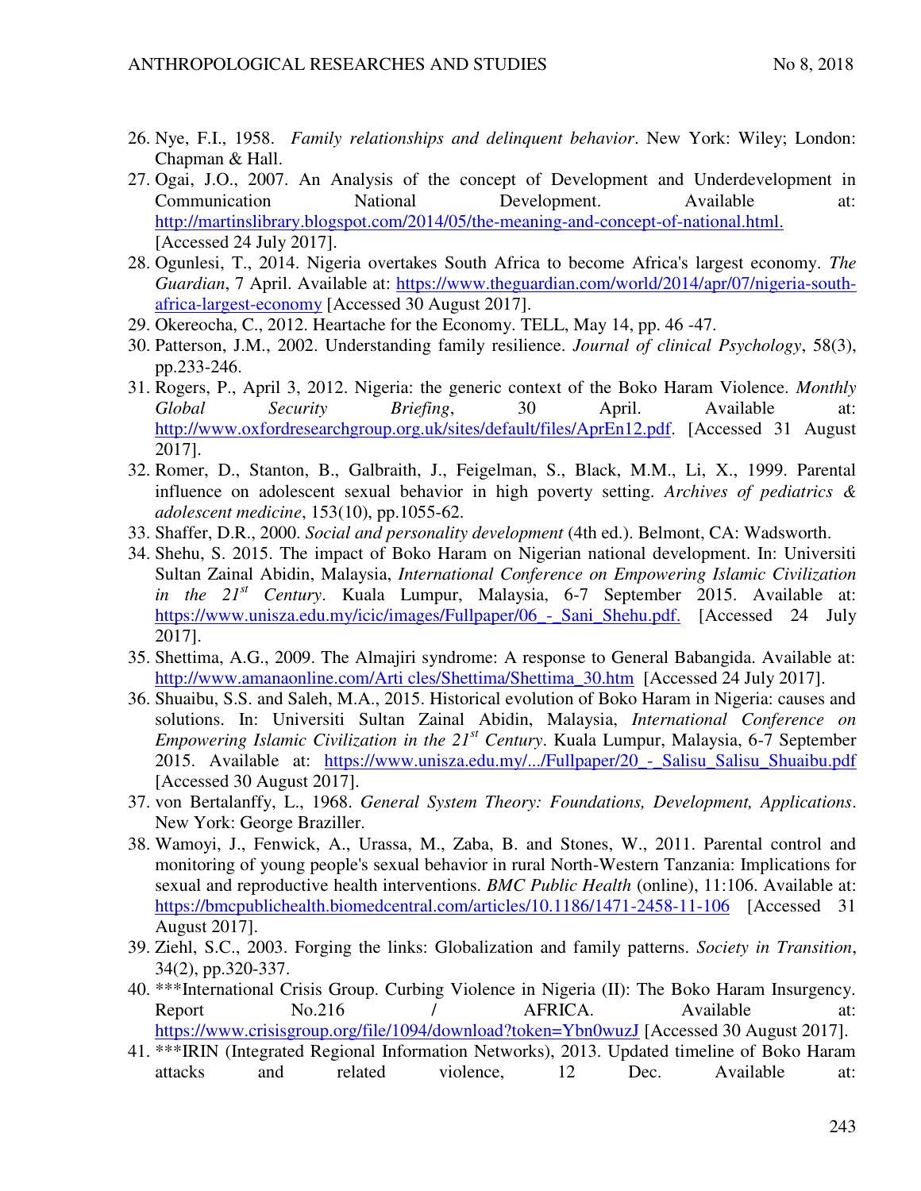26. Nye, F.I., 1958. *Family relationships and delinquent behavior*. New York: Wiley; London: Chapman & Hall.
27. Ogai, J.O., 2007. An Analysis of the concept of Development and Underdevelopment in Communication National Development. Available at: http://martinslibrary.blogspot.com/2014/05/the-meaning-and-concept-of-national.html. [Accessed 24 July 2017].
28. Ogunlesi, T., 2014. Nigeria overtakes South Africa to become Africa's largest economy. *The Guardian*, 7 April. Available at: https://www.theguardian.com/world/2014/apr/07/nigeria-south-africa-largest-economy [Accessed 30 August 2017].
29. Okereocha, C., 2012. Heartache for the Economy. TELL, May 14, pp. 46 -47.
30. Patterson, J.M., 2002. Understanding family resilience. *Journal of clinical Psychology*, 58(3), pp.233-246.
31. Rogers, P., April 3, 2012. Nigeria: the generic context of the Boko Haram Violence. *Monthly Global Security Briefing*, 30 April. Available at: http://www.oxfordresearchgroup.org.uk/sites/default/files/AprEn12.pdf. [Accessed 31 August 2017].
32. Romer, D., Stanton, B., Galbraith, J., Feigelman, S., Black, M.M., Li, X., 1999. Parental influence on adolescent sexual behavior in high poverty setting. *Archives of pediatrics & adolescent medicine*, 153(10), pp.1055-62.
33. Shaffer, D.R., 2000. *Social and personality development* (4th ed.). Belmont, CA: Wadsworth.
34. Shehu, S. 2015. The impact of Boko Haram on Nigerian national development. In: Universiti Sultan Zainal Abidin, Malaysia, *International Conference on Empowering Islamic Civilization in the 21st Century*. Kuala Lumpur, Malaysia, 6-7 September 2015. Available at: https://www.unisza.edu.my/icic/images/Fullpaper/06_-_Sani_Shehu.pdf. [Accessed 24 July 2017].
35. Shettima, A.G., 2009. The Almajiri syndrome: A response to General Babangida. Available at: http://www.amanaonline.com/Arti cles/Shettima/Shettima_30.htm [Accessed 24 July 2017].
36. Shuaibu, S.S. and Saleh, M.A., 2015. Historical evolution of Boko Haram in Nigeria: causes and solutions. In: Universiti Sultan Zainal Abidin, Malaysia, *International Conference on Empowering Islamic Civilization in the 21st Century*. Kuala Lumpur, Malaysia, 6-7 September 2015. Available at: https://www.unisza.edu.my/.../Fullpaper/20_-_Salisu_Salisu_Shuaibu.pdf [Accessed 30 August 2017].
37. von Bertalanffy, L., 1968. *General System Theory: Foundations, Development, Applications*. New York: George Braziller.
38. Wamoyi, J., Fenwick, A., Urassa, M., Zaba, B. and Stones, W., 2011. Parental control and monitoring of young people's sexual behavior in rural North-Western Tanzania: Implications for sexual and reproductive health interventions. *BMC Public Health* (online), 11:106. Available at: https://bmcpublichealth.biomedcentral.com/articles/10.1186/1471-2458-11-106 [Accessed 31 August 2017].
39. Ziehl, S.C., 2003. Forging the links: Globalization and family patterns. *Society in Transition*, 34(2), pp.320-337.
40. ***International Crisis Group. Curbing Violence in Nigeria (II): The Boko Haram Insurgency. Report No.216 / AFRICA. Available at: https://www.crisisgroup.org/file/1094/download?token=Ybn0wuzJ [Accessed 30 August 2017].
41. ***IRIN (Integrated Regional Information Networks), 2013. Updated timeline of Boko Haram attacks and related violence, 12 Dec. Available at: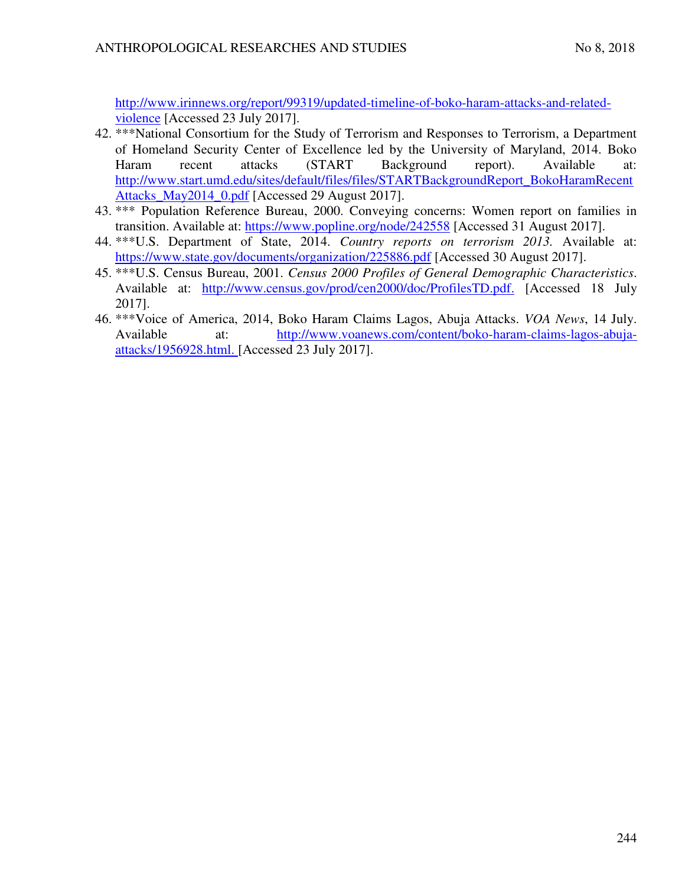http://www.irinnews.org/report/99319/updated-timeline-of-boko-haram-attacks-and-related-violence [Accessed 23 July 2017].

42. ***National Consortium for the Study of Terrorism and Responses to Terrorism, a Department of Homeland Security Center of Excellence led by the University of Maryland, 2014. Boko Haram recent attacks (START Background report). Available at: http://www.start.umd.edu/sites/default/files/files/STARTBackgroundReport_BokoHaramRecentAttacks_May2014_0.pdf [Accessed 29 August 2017].
43. *** Population Reference Bureau, 2000. Conveying concerns: Women report on families in transition. Available at: https://www.popline.org/node/242558 [Accessed 31 August 2017].
44. ***U.S. Department of State, 2014. *Country reports on terrorism 2013.* Available at: https://www.state.gov/documents/organization/225886.pdf [Accessed 30 August 2017].
45. ***U.S. Census Bureau, 2001. *Census 2000 Profiles of General Demographic Characteristics*. Available at: http://www.census.gov/prod/cen2000/doc/ProfilesTD.pdf. [Accessed 18 July 2017].
46. ***Voice of America, 2014, Boko Haram Claims Lagos, Abuja Attacks. *VOA News*, 14 July. Available at: http://www.voanews.com/content/boko-haram-claims-lagos-abuja-attacks/1956928.html. [Accessed 23 July 2017].